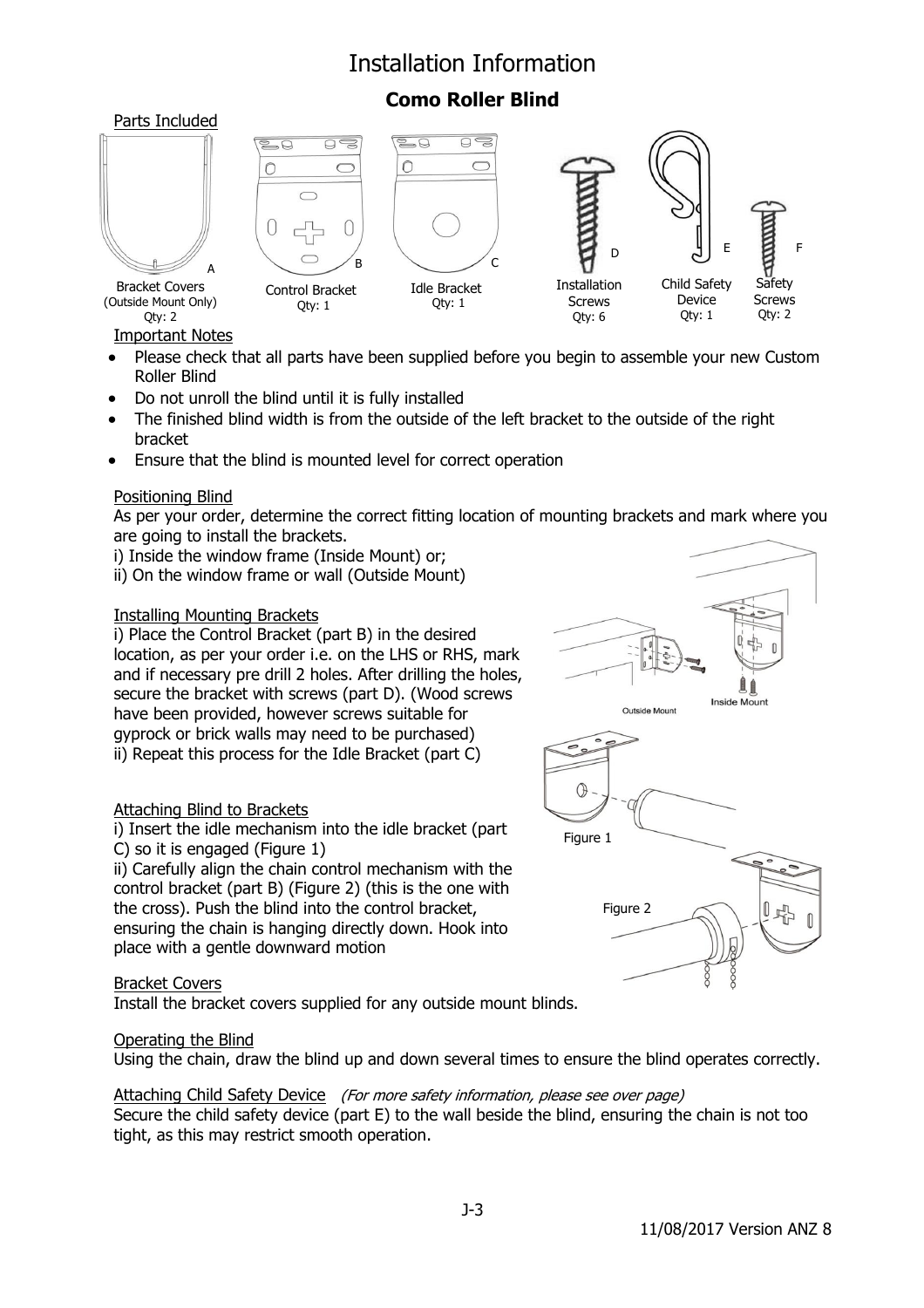# Installation Information

## Como Roller Blind

Parts Included

- A — Bracket Covers (Outside Mount Only) Qty: 2
- B — Control Bracket Qty: 1
- C — Idle Bracket Qty: 1
- D — Installation Screws Qty: 6
- E — Child Safety Device Qty: 1
- F — Safety Screws Qty: 2

Important Notes

- Please check that all parts have been supplied before you begin to assemble your new Custom Roller Blind
- Do not unroll the blind until it is fully installed
- The finished blind width is from the outside of the left bracket to the outside of the right bracket
- Ensure that the blind is mounted level for correct operation

Positioning Blind

As per your order, determine the correct fitting location of mounting brackets and mark where you are going to install the brackets.

i) Inside the window frame (Inside Mount) or;

ii) On the window frame or wall (Outside Mount)

Outside Mount

Inside Mount

Installing Mounting Brackets

i) Place the Control Bracket (part B) in the desired location, as per your order i.e. on the LHS or RHS, mark and if necessary pre drill 2 holes. After drilling the holes, secure the bracket with screws (part D). (Wood screws have been provided, however screws suitable for gyprock or brick walls may need to be purchased)

ii) Repeat this process for the Idle Bracket (part C)

Attaching Blind to Brackets

i) Insert the idle mechanism into the idle bracket (part C) so it is engaged (Figure 1)

ii) Carefully align the chain control mechanism with the control bracket (part B) (Figure 2) (this is the one with the cross). Push the blind into the control bracket, ensuring the chain is hanging directly down. Hook into place with a gentle downward motion

Figure 1

Figure 2

Bracket Covers

Install the bracket covers supplied for any outside mount blinds.

Operating the Blind

Using the chain, draw the blind up and down several times to ensure the blind operates correctly.

Attaching Child Safety Device *(For more safety information, please see over page)*

Secure the child safety device (part E) to the wall beside the blind, ensuring the chain is not too tight, as this may restrict smooth operation.

J-3

11/08/2017 Version ANZ 8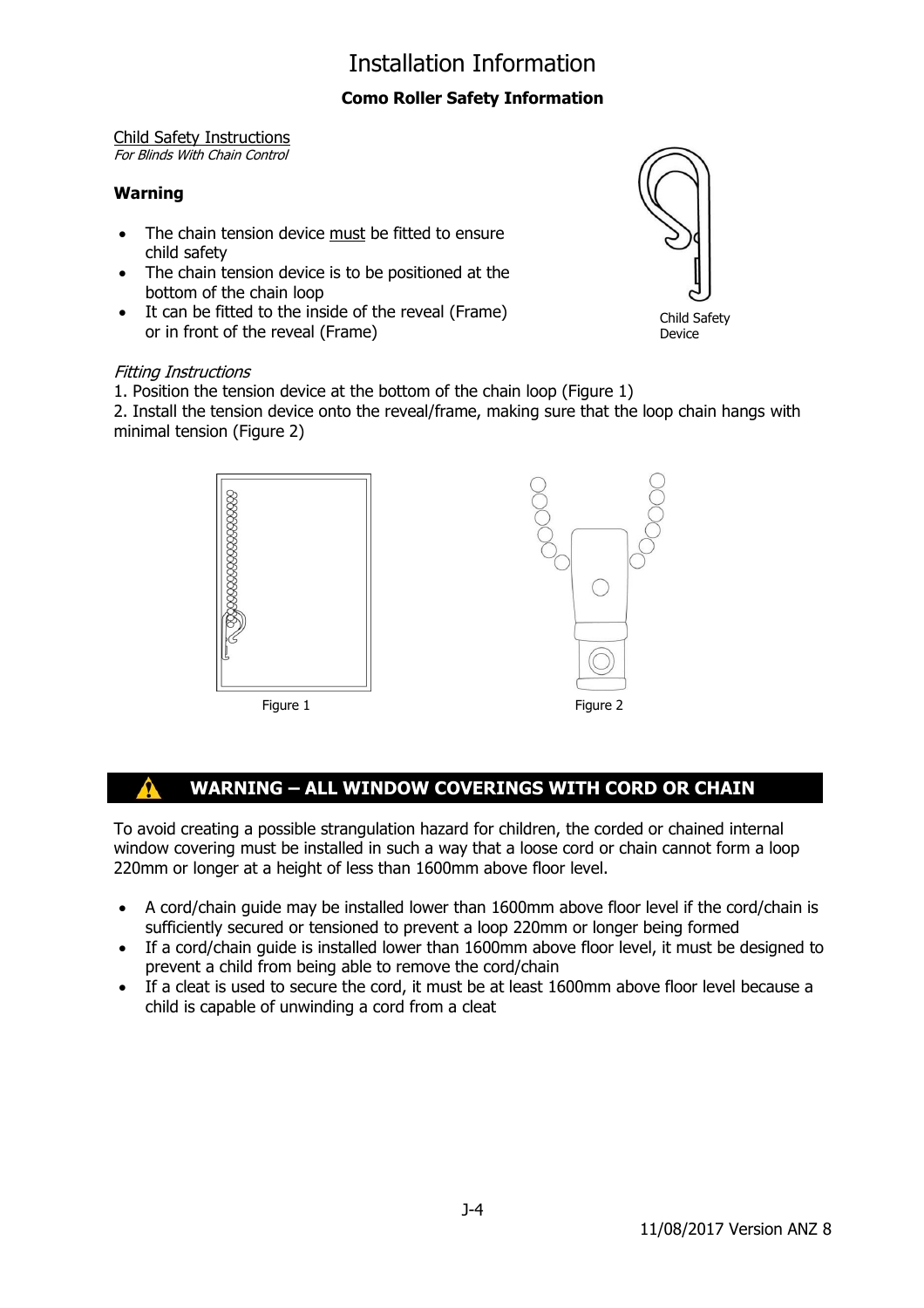# Installation Information

## Como Roller Safety Information

Child Safety Instructions
*For Blinds With Chain Control*

**Warning**

- The chain tension device must be fitted to ensure child safety
- The chain tension device is to be positioned at the bottom of the chain loop
- It can be fitted to the inside of the reveal (Frame) or in front of the reveal (Frame)

Child Safety Device

*Fitting Instructions*

1. Position the tension device at the bottom of the chain loop (Figure 1)
2. Install the tension device onto the reveal/frame, making sure that the loop chain hangs with minimal tension (Figure 2)

Figure 1

Figure 2

## WARNING – ALL WINDOW COVERINGS WITH CORD OR CHAIN

To avoid creating a possible strangulation hazard for children, the corded or chained internal window covering must be installed in such a way that a loose cord or chain cannot form a loop 220mm or longer at a height of less than 1600mm above floor level.

- A cord/chain guide may be installed lower than 1600mm above floor level if the cord/chain is sufficiently secured or tensioned to prevent a loop 220mm or longer being formed
- If a cord/chain guide is installed lower than 1600mm above floor level, it must be designed to prevent a child from being able to remove the cord/chain
- If a cleat is used to secure the cord, it must be at least 1600mm above floor level because a child is capable of unwinding a cord from a cleat

11/08/2017 Version ANZ 8